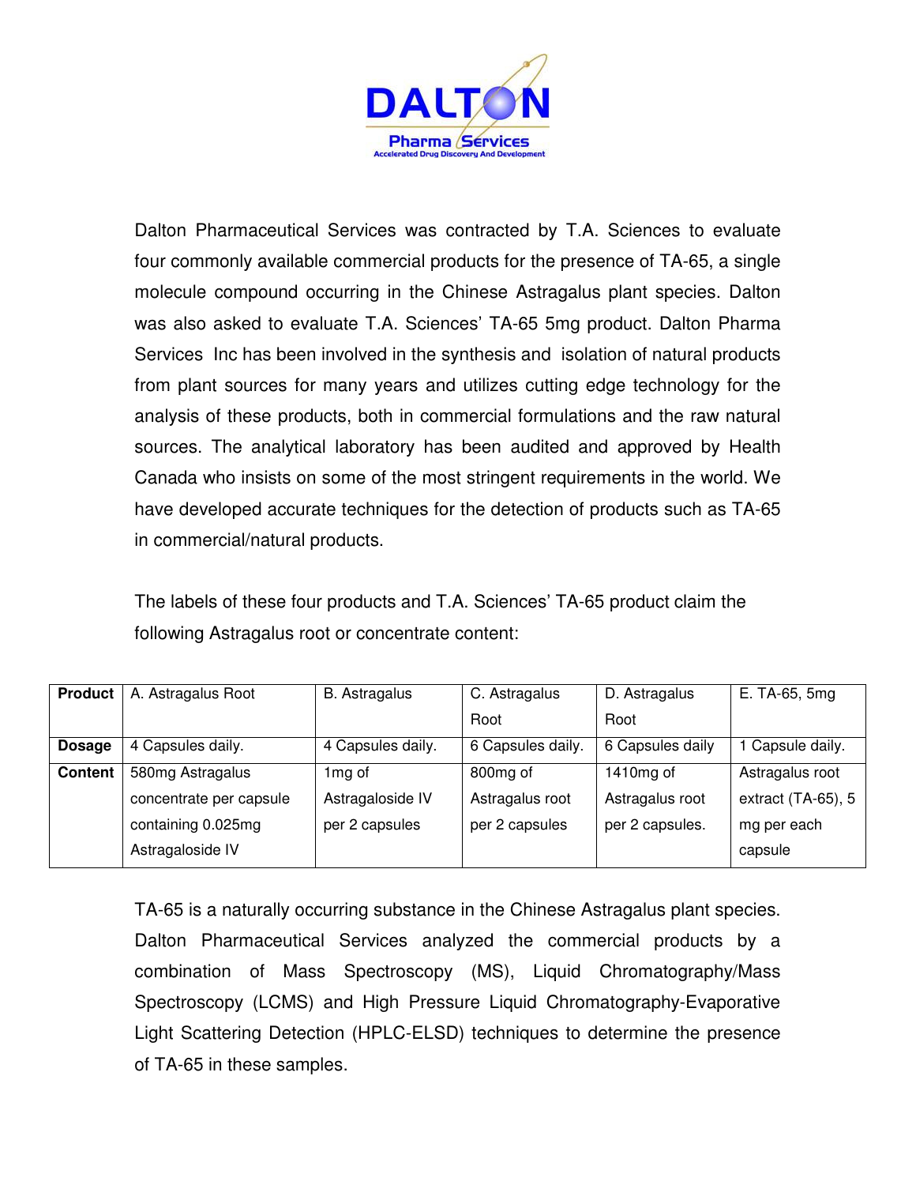DALTON

Pharma Services

Accelerated Drug Discovery And Development

Dalton Pharmaceutical Services was contracted by T.A. Sciences to evaluate four commonly available commercial products for the presence of TA-65, a single molecule compound occurring in the Chinese Astragalus plant species. Dalton was also asked to evaluate T.A. Sciences' TA-65 5mg product. Dalton Pharma Services Inc has been involved in the synthesis and isolation of natural products from plant sources for many years and utilizes cutting edge technology for the analysis of these products, both in commercial formulations and the raw natural sources. The analytical laboratory has been audited and approved by Health Canada who insists on some of the most stringent requirements in the world. We have developed accurate techniques for the detection of products such as TA-65 in commercial/natural products.

The labels of these four products and T.A. Sciences' TA-65 product claim the following Astragalus root or concentrate content:

| **Product** | A. Astragalus Root | B. Astragalus | C. Astragalus Root | D. Astragalus Root | E. TA-65, 5mg |
|---|---|---|---|---|---|
| **Dosage** | 4 Capsules daily. | 4 Capsules daily. | 6 Capsules daily. | 6 Capsules daily | 1 Capsule daily. |
| **Content** | 580mg Astragalus concentrate per capsule containing 0.025mg Astragaloside IV | 1mg of Astragaloside IV per 2 capsules | 800mg of Astragalus root per 2 capsules | 1410mg of Astragalus root per 2 capsules. | Astragalus root extract (TA-65), 5 mg per each capsule |

TA-65 is a naturally occurring substance in the Chinese Astragalus plant species. Dalton Pharmaceutical Services analyzed the commercial products by a combination of Mass Spectroscopy (MS), Liquid Chromatography/Mass Spectroscopy (LCMS) and High Pressure Liquid Chromatography-Evaporative Light Scattering Detection (HPLC-ELSD) techniques to determine the presence of TA-65 in these samples.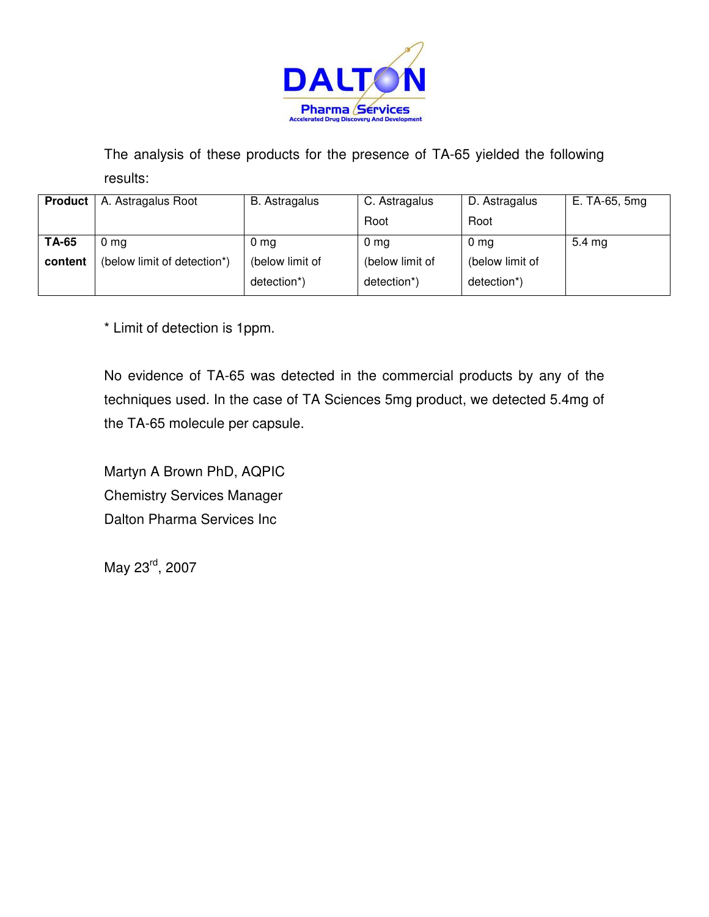The analysis of these products for the presence of TA-65 yielded the following results:

| Product | A. Astragalus Root | B. Astragalus | C. Astragalus Root | D. Astragalus Root | E. TA-65, 5mg |
|---|---|---|---|---|---|
| **TA-65 content** | 0 mg (below limit of detection*) | 0 mg (below limit of detection*) | 0 mg (below limit of detection*) | 0 mg (below limit of detection*) | 5.4 mg |

* Limit of detection is 1ppm.

No evidence of TA-65 was detected in the commercial products by any of the techniques used. In the case of TA Sciences 5mg product, we detected 5.4mg of the TA-65 molecule per capsule.

Martyn A Brown PhD, AQPIC
Chemistry Services Manager
Dalton Pharma Services Inc

May 23rd, 2007